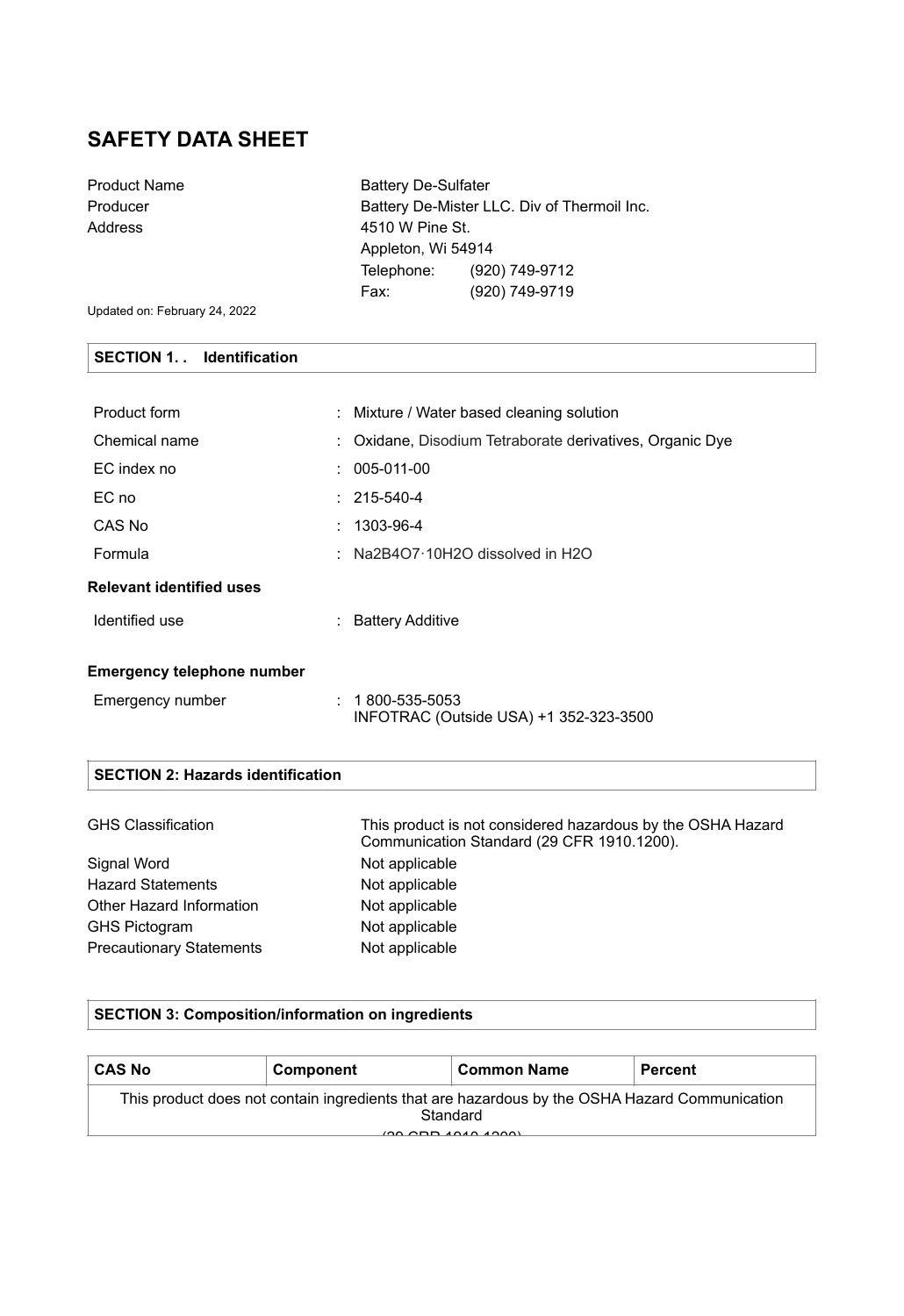# SAFETY DATA SHEET

| | |
|---|---|
| Product Name | Battery De-Sulfater |
| Producer | Battery De-Mister LLC. Div of Thermoil Inc. |
| Address | 4510 W Pine St. |
| | Appleton, Wi 54914 |
| | Telephone: (920) 749-9712 |
| | Fax: (920) 749-9719 |

Updated on: February 24, 2022

## SECTION 1. . Identification

| | |
|---|---|
| Product form | : Mixture / Water based cleaning solution |
| Chemical name | : Oxidane, Disodium Tetraborate derivatives, Organic Dye |
| EC index no | : 005-011-00 |
| EC no | : 215-540-4 |
| CAS No | : 1303-96-4 |
| Formula | : $Na_2B_4O_7 \cdot 10H_2O$ dissolved in $H_2O$ |

**Relevant identified uses**

| | |
|---|---|
| Identified use | : Battery Additive |

**Emergency telephone number**

| | |
|---|---|
| Emergency number | : 1 800-535-5053<br>INFOTRAC (Outside USA) +1 352-323-3500 |

## SECTION 2: Hazards identification

| | |
|---|---|
| GHS Classification | This product is not considered hazardous by the OSHA Hazard Communication Standard (29 CFR 1910.1200). |
| Signal Word | Not applicable |
| Hazard Statements | Not applicable |
| Other Hazard Information | Not applicable |
| GHS Pictogram | Not applicable |
| Precautionary Statements | Not applicable |

## SECTION 3: Composition/information on ingredients

| CAS No | Component | Common Name | Percent |
|---|---|---|---|
| This product does not contain ingredients that are hazardous by the OSHA Hazard Communication Standard (29 CFR 1910.1200) | | | |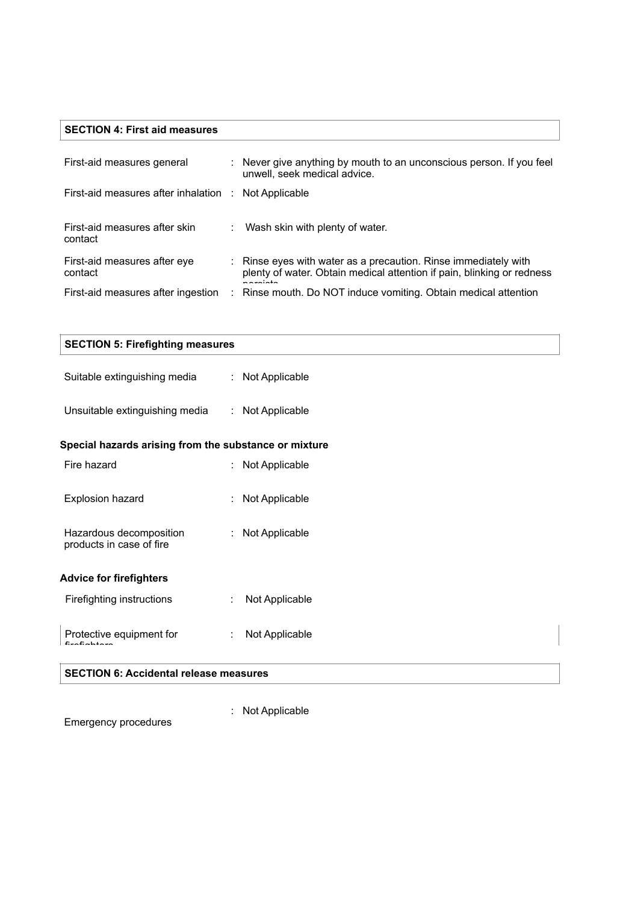## SECTION 4: First aid measures

| | |
|---|---|
| First-aid measures general | : Never give anything by mouth to an unconscious person. If you feel unwell, seek medical advice. |
| First-aid measures after inhalation | : Not Applicable |
| First-aid measures after skin contact | : Wash skin with plenty of water. |
| First-aid measures after eye contact | : Rinse eyes with water as a precaution. Rinse immediately with plenty of water. Obtain medical attention if pain, blinking or redness persists |
| First-aid measures after ingestion | : Rinse mouth. Do NOT induce vomiting. Obtain medical attention |

## SECTION 5: Firefighting measures

| | |
|---|---|
| Suitable extinguishing media | : Not Applicable |
| Unsuitable extinguishing media | : Not Applicable |

**Special hazards arising from the substance or mixture**

| | |
|---|---|
| Fire hazard | : Not Applicable |
| Explosion hazard | : Not Applicable |
| Hazardous decomposition products in case of fire | : Not Applicable |

**Advice for firefighters**

| | |
|---|---|
| Firefighting instructions | : Not Applicable |
| Protective equipment for firefighters | : Not Applicable |

## SECTION 6: Accidental release measures

| | |
|---|---|
| Emergency procedures | : Not Applicable |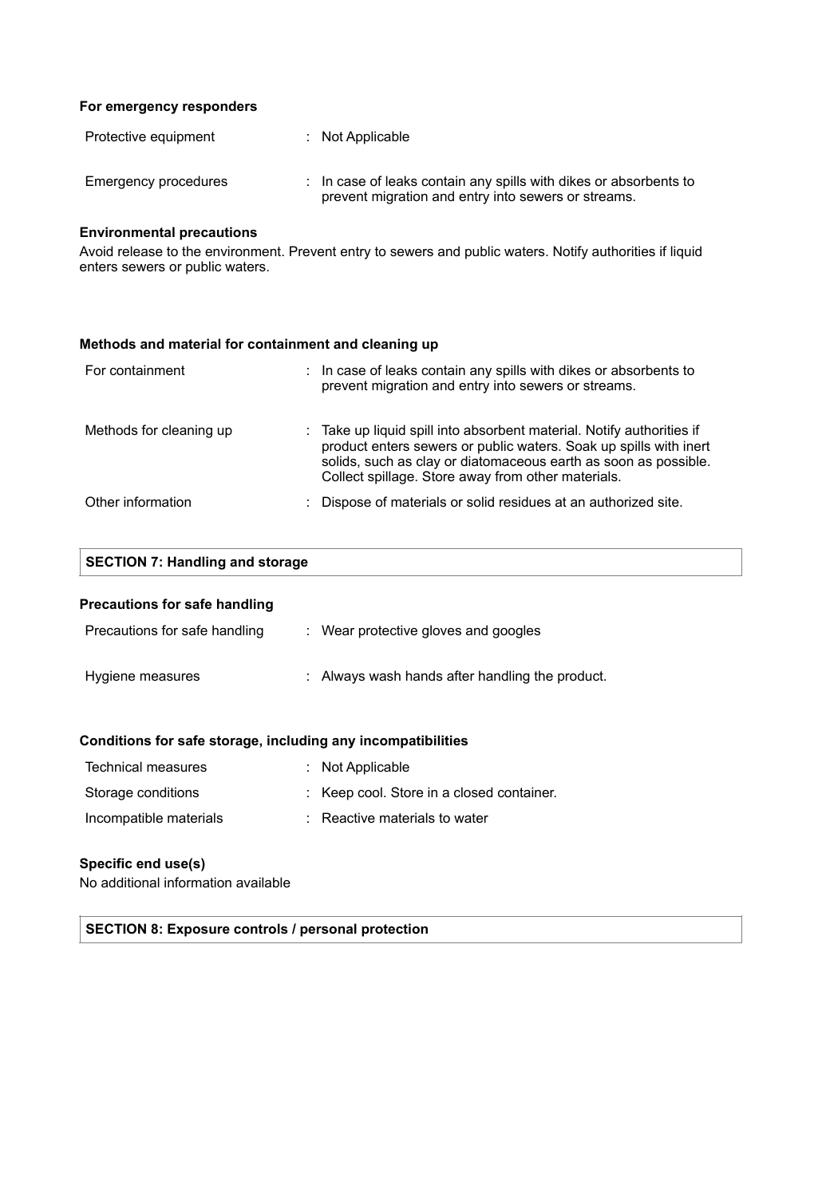### For emergency responders

| | |
|---|---|
| Protective equipment | : Not Applicable |
| Emergency procedures | : In case of leaks contain any spills with dikes or absorbents to prevent migration and entry into sewers or streams. |

### Environmental precautions

Avoid release to the environment. Prevent entry to sewers and public waters. Notify authorities if liquid enters sewers or public waters.

### Methods and material for containment and cleaning up

| | |
|---|---|
| For containment | : In case of leaks contain any spills with dikes or absorbents to prevent migration and entry into sewers or streams. |
| Methods for cleaning up | : Take up liquid spill into absorbent material. Notify authorities if product enters sewers or public waters. Soak up spills with inert solids, such as clay or diatomaceous earth as soon as possible. Collect spillage. Store away from other materials. |
| Other information | : Dispose of materials or solid residues at an authorized site. |

## SECTION 7: Handling and storage

### Precautions for safe handling

| | |
|---|---|
| Precautions for safe handling | : Wear protective gloves and googles |
| Hygiene measures | : Always wash hands after handling the product. |

### Conditions for safe storage, including any incompatibilities

| | |
|---|---|
| Technical measures | : Not Applicable |
| Storage conditions | : Keep cool. Store in a closed container. |
| Incompatible materials | : Reactive materials to water |

### Specific end use(s)

No additional information available

## SECTION 8: Exposure controls / personal protection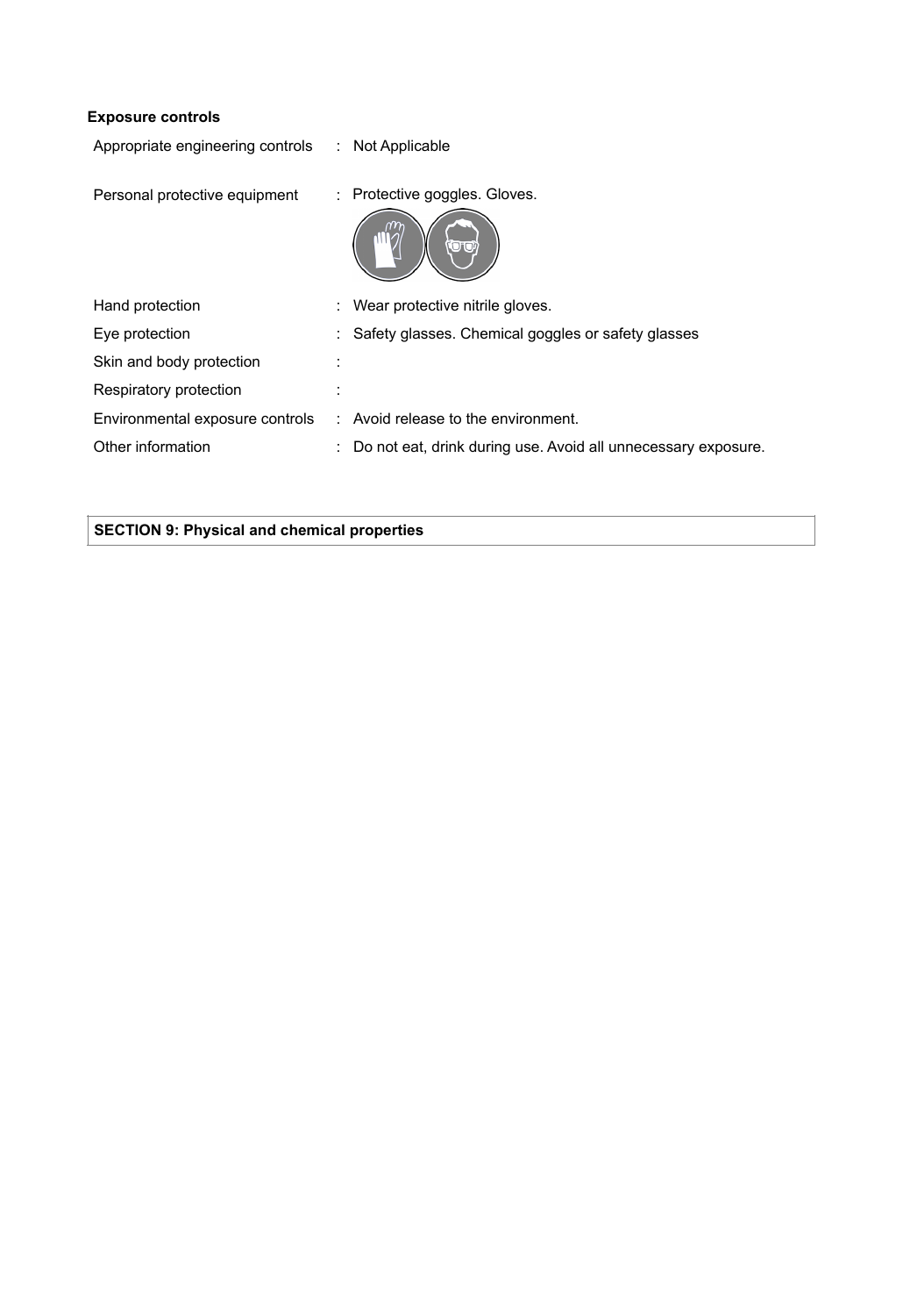**Exposure controls**

| | | |
|---|---|---|
| Appropriate engineering controls | : | Not Applicable |
| Personal protective equipment | : | Protective goggles. Gloves. |
| Hand protection | : | Wear protective nitrile gloves. |
| Eye protection | : | Safety glasses. Chemical goggles or safety glasses |
| Skin and body protection | : | |
| Respiratory protection | : | |
| Environmental exposure controls | : | Avoid release to the environment. |
| Other information | : | Do not eat, drink during use. Avoid all unnecessary exposure. |

## SECTION 9: Physical and chemical properties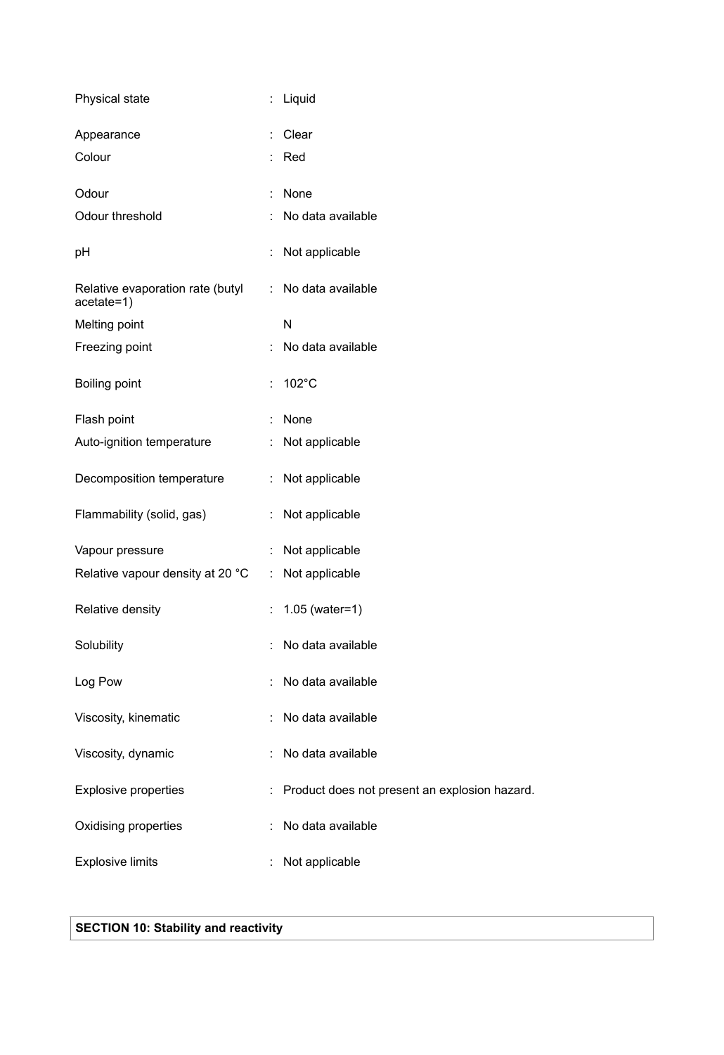| | | |
|---|---|---|
| Physical state | : | Liquid |
| Appearance | : | Clear |
| Colour | : | Red |
| Odour | : | None |
| Odour threshold | : | No data available |
| pH | : | Not applicable |
| Relative evaporation rate (butyl acetate=1) | : | No data available |
| Melting point | | N |
| Freezing point | : | No data available |
| Boiling point | : | 102°C |
| Flash point | : | None |
| Auto-ignition temperature | : | Not applicable |
| Decomposition temperature | : | Not applicable |
| Flammability (solid, gas) | : | Not applicable |
| Vapour pressure | : | Not applicable |
| Relative vapour density at 20 °C | : | Not applicable |
| Relative density | : | 1.05 (water=1) |
| Solubility | : | No data available |
| Log Pow | : | No data available |
| Viscosity, kinematic | : | No data available |
| Viscosity, dynamic | : | No data available |
| Explosive properties | : | Product does not present an explosion hazard. |
| Oxidising properties | : | No data available |
| Explosive limits | : | Not applicable |

## SECTION 10: Stability and reactivity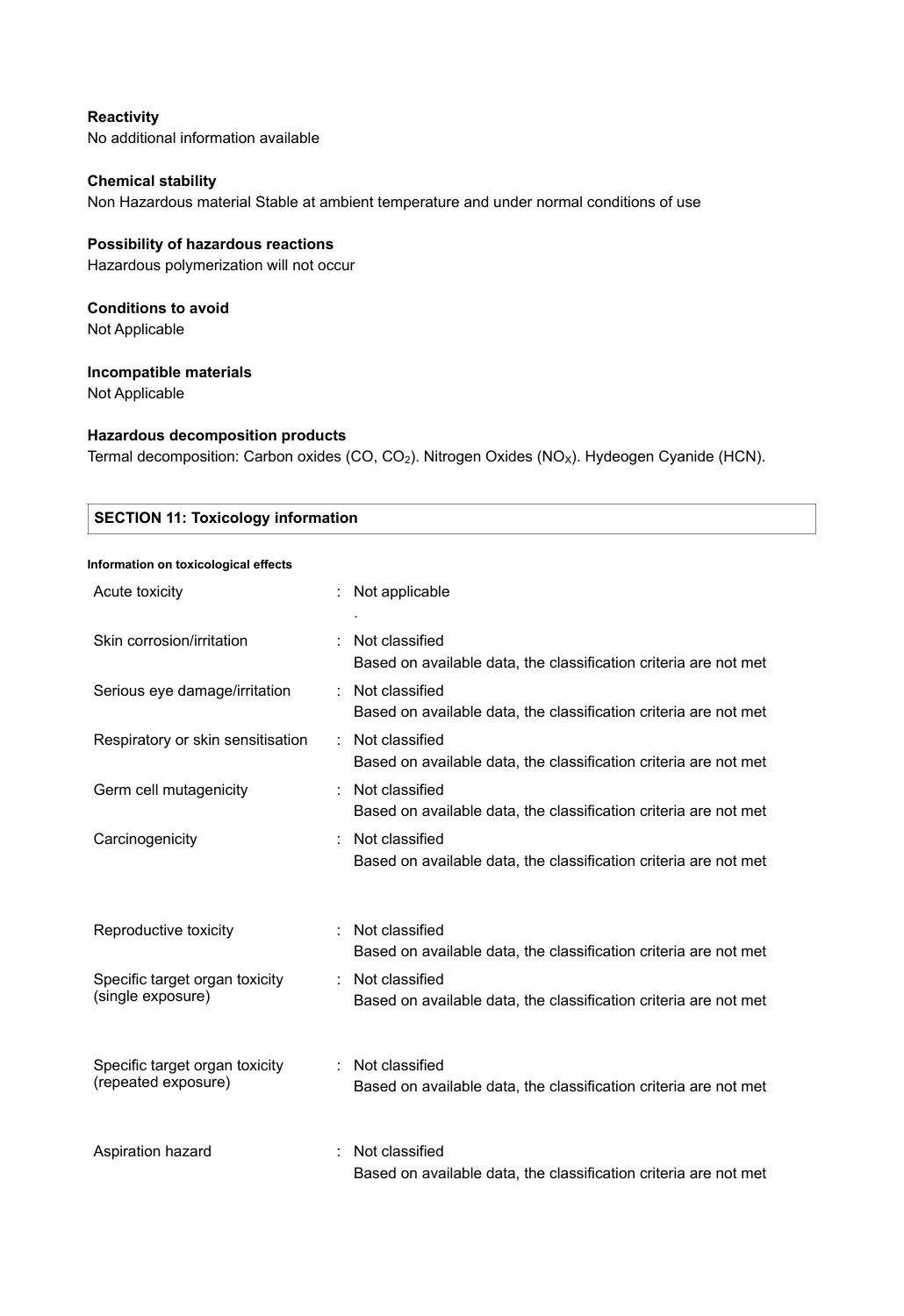**Reactivity**
No additional information available

**Chemical stability**
Non Hazardous material Stable at ambient temperature and under normal conditions of use

**Possibility of hazardous reactions**
Hazardous polymerization will not occur

**Conditions to avoid**
Not Applicable

**Incompatible materials**
Not Applicable

**Hazardous decomposition products**
Termal decomposition: Carbon oxides (CO, $CO_2$). Nitrogen Oxides ($NO_X$). Hydeogen Cyanide (HCN).

## SECTION 11: Toxicology information

**Information on toxicological effects**

| | | |
|---|---|---|
| Acute toxicity | : | Not applicable<br>. |
| Skin corrosion/irritation | : | Not classified<br>Based on available data, the classification criteria are not met |
| Serious eye damage/irritation | : | Not classified<br>Based on available data, the classification criteria are not met |
| Respiratory or skin sensitisation | : | Not classified<br>Based on available data, the classification criteria are not met |
| Germ cell mutagenicity | : | Not classified<br>Based on available data, the classification criteria are not met |
| Carcinogenicity | : | Not classified<br>Based on available data, the classification criteria are not met |
| Reproductive toxicity | : | Not classified<br>Based on available data, the classification criteria are not met |
| Specific target organ toxicity (single exposure) | : | Not classified<br>Based on available data, the classification criteria are not met |
| Specific target organ toxicity (repeated exposure) | : | Not classified<br>Based on available data, the classification criteria are not met |
| Aspiration hazard | : | Not classified<br>Based on available data, the classification criteria are not met |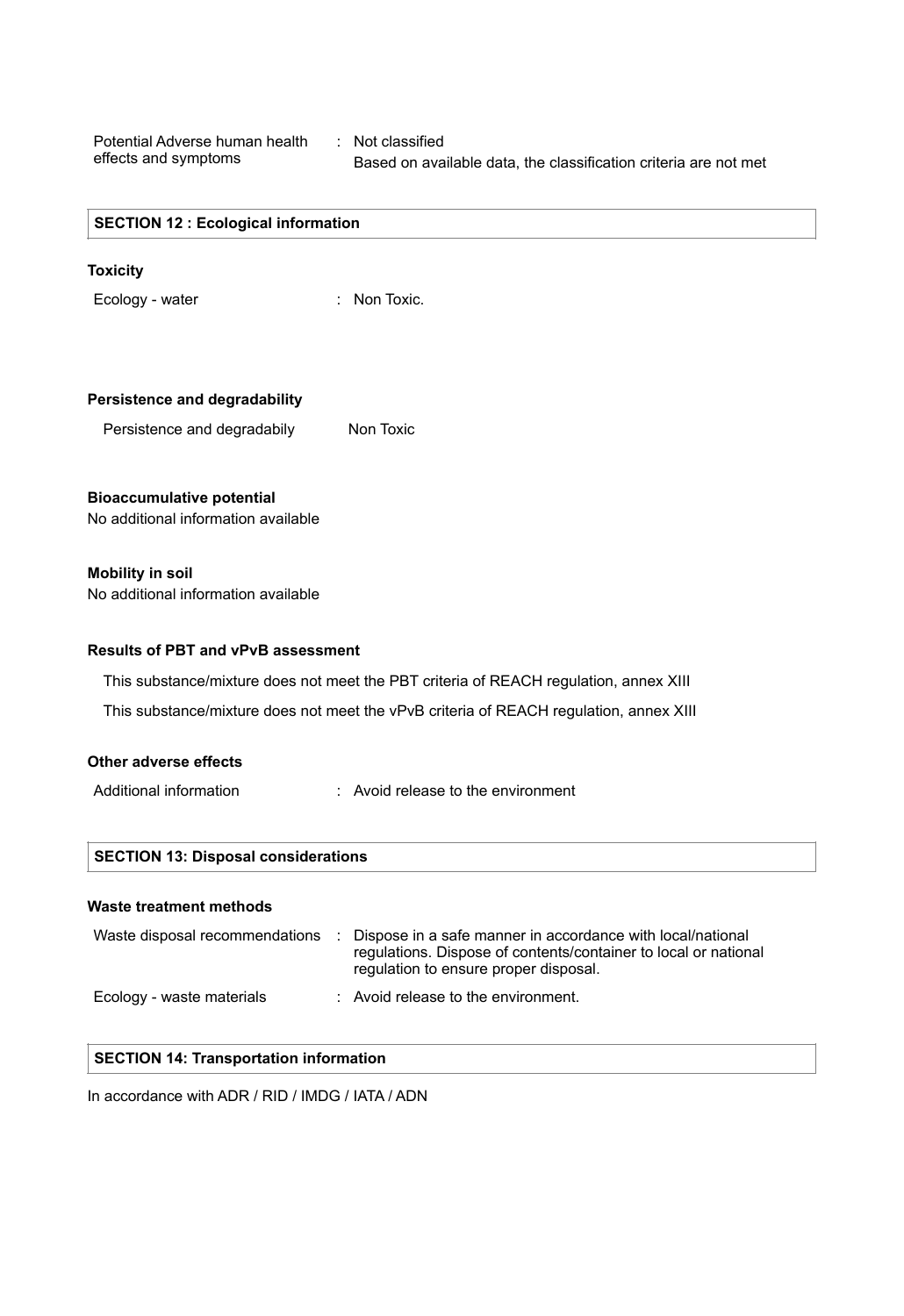Potential Adverse human health effects and symptoms : Not classified
Based on available data, the classification criteria are not met

## SECTION 12 : Ecological information

### Toxicity

Ecology - water : Non Toxic.

### Persistence and degradability

Persistence and degradabily    Non Toxic

### Bioaccumulative potential

No additional information available

### Mobility in soil

No additional information available

### Results of PBT and vPvB assessment

This substance/mixture does not meet the PBT criteria of REACH regulation, annex XIII

This substance/mixture does not meet the vPvB criteria of REACH regulation, annex XIII

### Other adverse effects

Additional information : Avoid release to the environment

## SECTION 13: Disposal considerations

### Waste treatment methods

Waste disposal recommendations : Dispose in a safe manner in accordance with local/national regulations. Dispose of contents/container to local or national regulation to ensure proper disposal.

Ecology - waste materials : Avoid release to the environment.

## SECTION 14: Transportation information

In accordance with ADR / RID / IMDG / IATA / ADN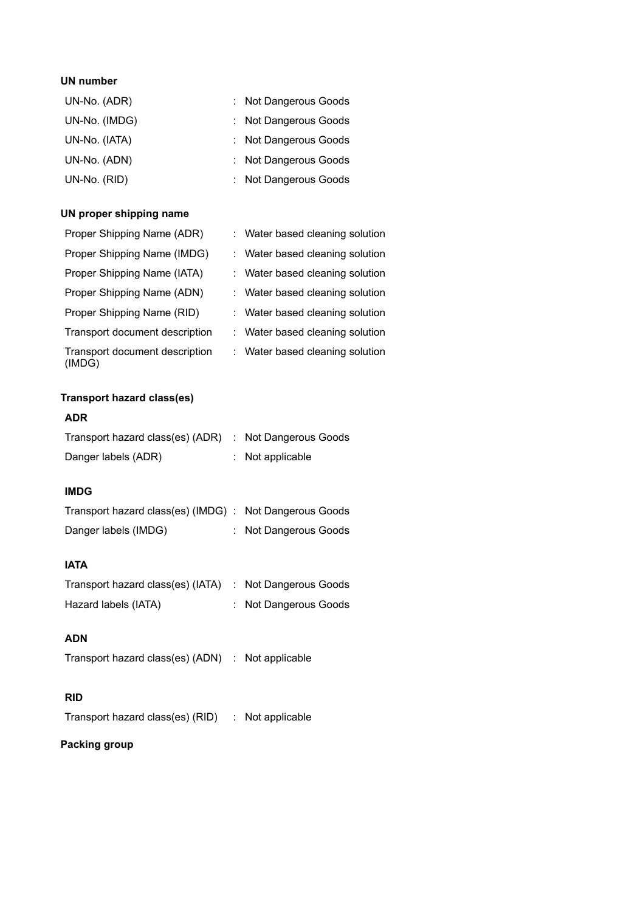**UN number**

| | | |
|---|---|---|
| UN-No. (ADR) | : | Not Dangerous Goods |
| UN-No. (IMDG) | : | Not Dangerous Goods |
| UN-No. (IATA) | : | Not Dangerous Goods |
| UN-No. (ADN) | : | Not Dangerous Goods |
| UN-No. (RID) | : | Not Dangerous Goods |

**UN proper shipping name**

| | | |
|---|---|---|
| Proper Shipping Name (ADR) | : | Water based cleaning solution |
| Proper Shipping Name (IMDG) | : | Water based cleaning solution |
| Proper Shipping Name (IATA) | : | Water based cleaning solution |
| Proper Shipping Name (ADN) | : | Water based cleaning solution |
| Proper Shipping Name (RID) | : | Water based cleaning solution |
| Transport document description | : | Water based cleaning solution |
| Transport document description (IMDG) | : | Water based cleaning solution |

**Transport hazard class(es)**

**ADR**

| | | |
|---|---|---|
| Transport hazard class(es) (ADR) | : | Not Dangerous Goods |
| Danger labels (ADR) | : | Not applicable |

**IMDG**

| | | |
|---|---|---|
| Transport hazard class(es) (IMDG) | : | Not Dangerous Goods |
| Danger labels (IMDG) | : | Not Dangerous Goods |

**IATA**

| | | |
|---|---|---|
| Transport hazard class(es) (IATA) | : | Not Dangerous Goods |
| Hazard labels (IATA) | : | Not Dangerous Goods |

**ADN**

| | | |
|---|---|---|
| Transport hazard class(es) (ADN) | : | Not applicable |

**RID**

| | | |
|---|---|---|
| Transport hazard class(es) (RID) | : | Not applicable |

**Packing group**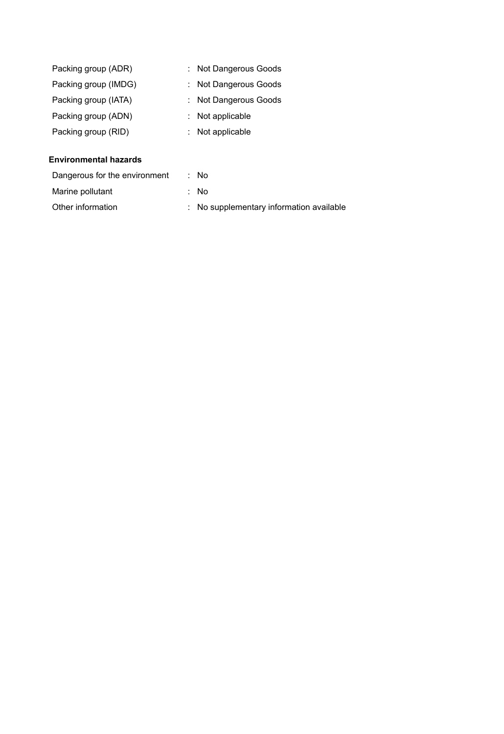Packing group (ADR) : Not Dangerous Goods

Packing group (IMDG) : Not Dangerous Goods

Packing group (IATA) : Not Dangerous Goods

Packing group (ADN) : Not applicable

Packing group (RID) : Not applicable

**Environmental hazards**

Dangerous for the environment : No

Marine pollutant : No

Other information : No supplementary information available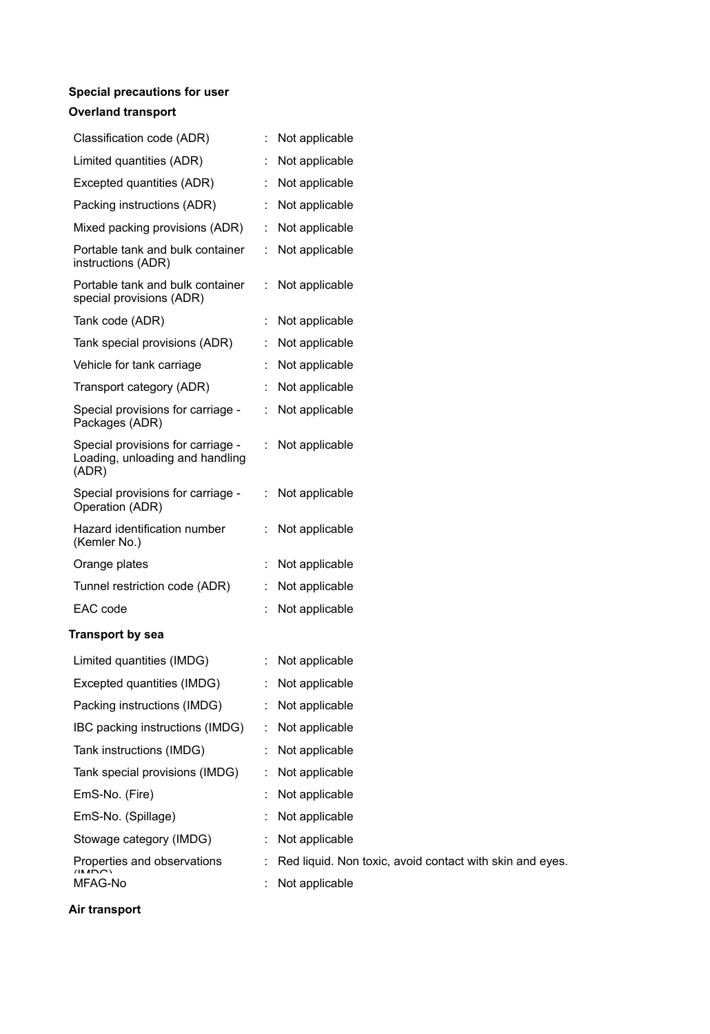**Special precautions for user**

**Overland transport**

| | | |
|---|---|---|
| Classification code (ADR) | : | Not applicable |
| Limited quantities (ADR) | : | Not applicable |
| Excepted quantities (ADR) | : | Not applicable |
| Packing instructions (ADR) | : | Not applicable |
| Mixed packing provisions (ADR) | : | Not applicable |
| Portable tank and bulk container instructions (ADR) | : | Not applicable |
| Portable tank and bulk container special provisions (ADR) | : | Not applicable |
| Tank code (ADR) | : | Not applicable |
| Tank special provisions (ADR) | : | Not applicable |
| Vehicle for tank carriage | : | Not applicable |
| Transport category (ADR) | : | Not applicable |
| Special provisions for carriage - Packages (ADR) | : | Not applicable |
| Special provisions for carriage - Loading, unloading and handling (ADR) | : | Not applicable |
| Special provisions for carriage - Operation (ADR) | : | Not applicable |
| Hazard identification number (Kemler No.) | : | Not applicable |
| Orange plates | : | Not applicable |
| Tunnel restriction code (ADR) | : | Not applicable |
| EAC code | : | Not applicable |

**Transport by sea**

| | | |
|---|---|---|
| Limited quantities (IMDG) | : | Not applicable |
| Excepted quantities (IMDG) | : | Not applicable |
| Packing instructions (IMDG) | : | Not applicable |
| IBC packing instructions (IMDG) | : | Not applicable |
| Tank instructions (IMDG) | : | Not applicable |
| Tank special provisions (IMDG) | : | Not applicable |
| EmS-No. (Fire) | : | Not applicable |
| EmS-No. (Spillage) | : | Not applicable |
| Stowage category (IMDG) | : | Not applicable |
| Properties and observations (IMDG) | : | Red liquid. Non toxic, avoid contact with skin and eyes. |
| MFAG-No | : | Not applicable |

**Air transport**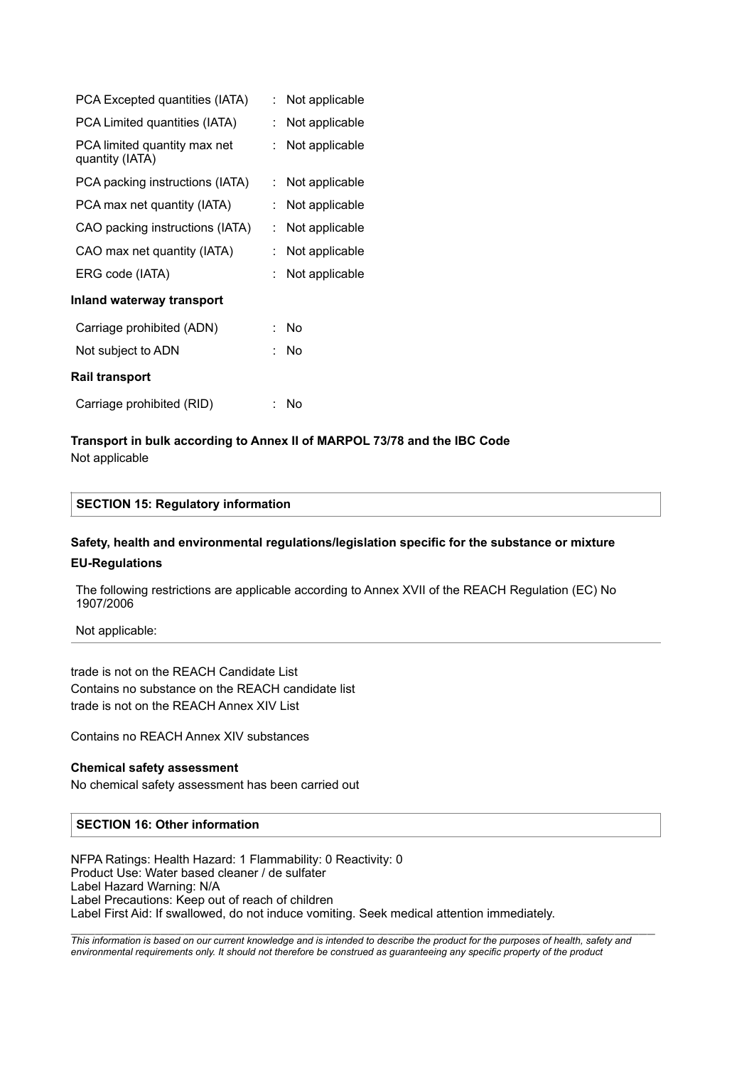| | | |
|---|---|---|
| PCA Excepted quantities (IATA) | : | Not applicable |
| PCA Limited quantities (IATA) | : | Not applicable |
| PCA limited quantity max net quantity (IATA) | : | Not applicable |
| PCA packing instructions (IATA) | : | Not applicable |
| PCA max net quantity (IATA) | : | Not applicable |
| CAO packing instructions (IATA) | : | Not applicable |
| CAO max net quantity (IATA) | : | Not applicable |
| ERG code (IATA) | : | Not applicable |

**Inland waterway transport**

| | | |
|---|---|---|
| Carriage prohibited (ADN) | : | No |
| Not subject to ADN | : | No |

**Rail transport**

| | | |
|---|---|---|
| Carriage prohibited (RID) | : | No |

**Transport in bulk according to Annex II of MARPOL 73/78 and the IBC Code**

Not applicable

## SECTION 15: Regulatory information

**Safety, health and environmental regulations/legislation specific for the substance or mixture**

**EU-Regulations**

The following restrictions are applicable according to Annex XVII of the REACH Regulation (EC) No 1907/2006

Not applicable:

trade is not on the REACH Candidate List
Contains no substance on the REACH candidate list
trade is not on the REACH Annex XIV List

Contains no REACH Annex XIV substances

**Chemical safety assessment**

No chemical safety assessment has been carried out

## SECTION 16: Other information

NFPA Ratings: Health Hazard: 1 Flammability: 0 Reactivity: 0
Product Use: Water based cleaner / de sulfater
Label Hazard Warning: N/A
Label Precautions: Keep out of reach of children
Label First Aid: If swallowed, do not induce vomiting. Seek medical attention immediately.

*This information is based on our current knowledge and is intended to describe the product for the purposes of health, safety and environmental requirements only. It should not therefore be construed as guaranteeing any specific property of the product*